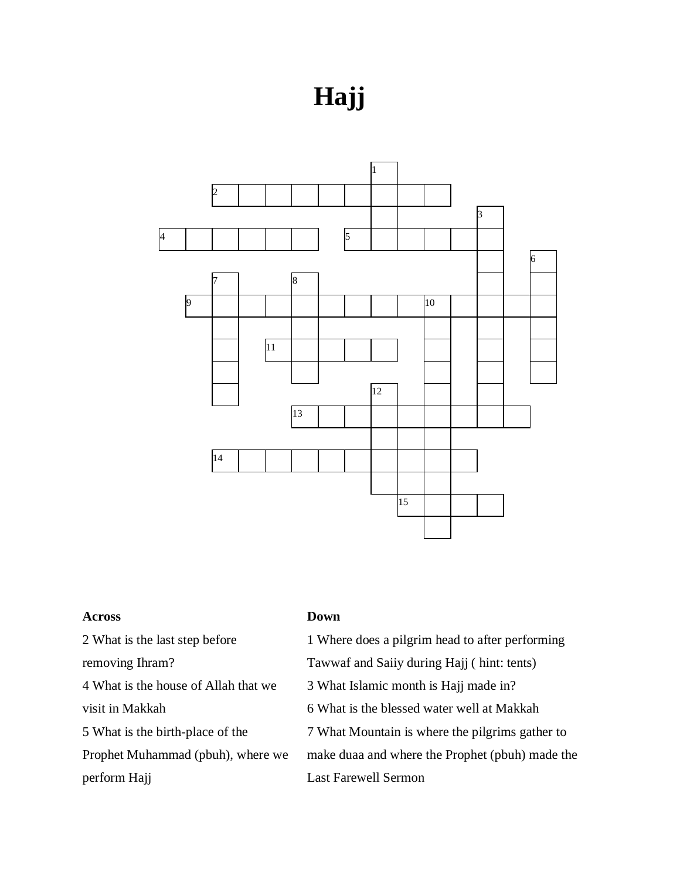# Hajj

**Across**

2 What is the last step before removing Ihram?

4 What is the house of Allah that we visit in Makkah

5 What is the birth-place of the Prophet Muhammad (pbuh), where we perform Hajj

**Down**

1 Where does a pilgrim head to after performing Tawwaf and Saiiy during Hajj ( hint: tents)

3 What Islamic month is Hajj made in?

6 What is the blessed water well at Makkah

7 What Mountain is where the pilgrims gather to make duaa and where the Prophet (pbuh) made the Last Farewell Sermon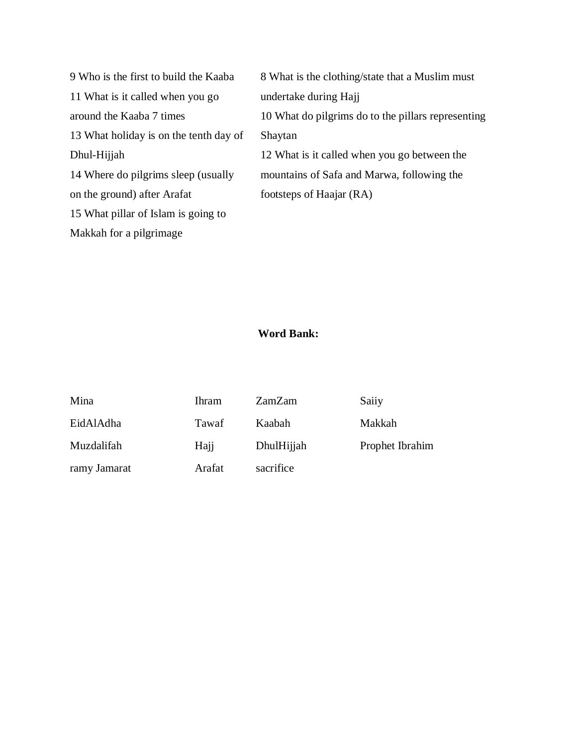9 Who is the first to build the Kaaba

11 What is it called when you go around the Kaaba 7 times

13 What holiday is on the tenth day of Dhul-Hijjah

14 Where do pilgrims sleep (usually on the ground) after Arafat

15 What pillar of Islam is going to Makkah for a pilgrimage

8 What is the clothing/state that a Muslim must undertake during Hajj

10 What do pilgrims do to the pillars representing Shaytan

12 What is it called when you go between the mountains of Safa and Marwa, following the footsteps of Haajar (RA)

**Word Bank:**

| | | | |
|---|---|---|---|
| Mina | Ihram | ZamZam | Saiiy |
| EidAlAdha | Tawaf | Kaabah | Makkah |
| Muzdalifah | Hajj | DhulHijjah | Prophet Ibrahim |
| ramy Jamarat | Arafat | sacrifice | |